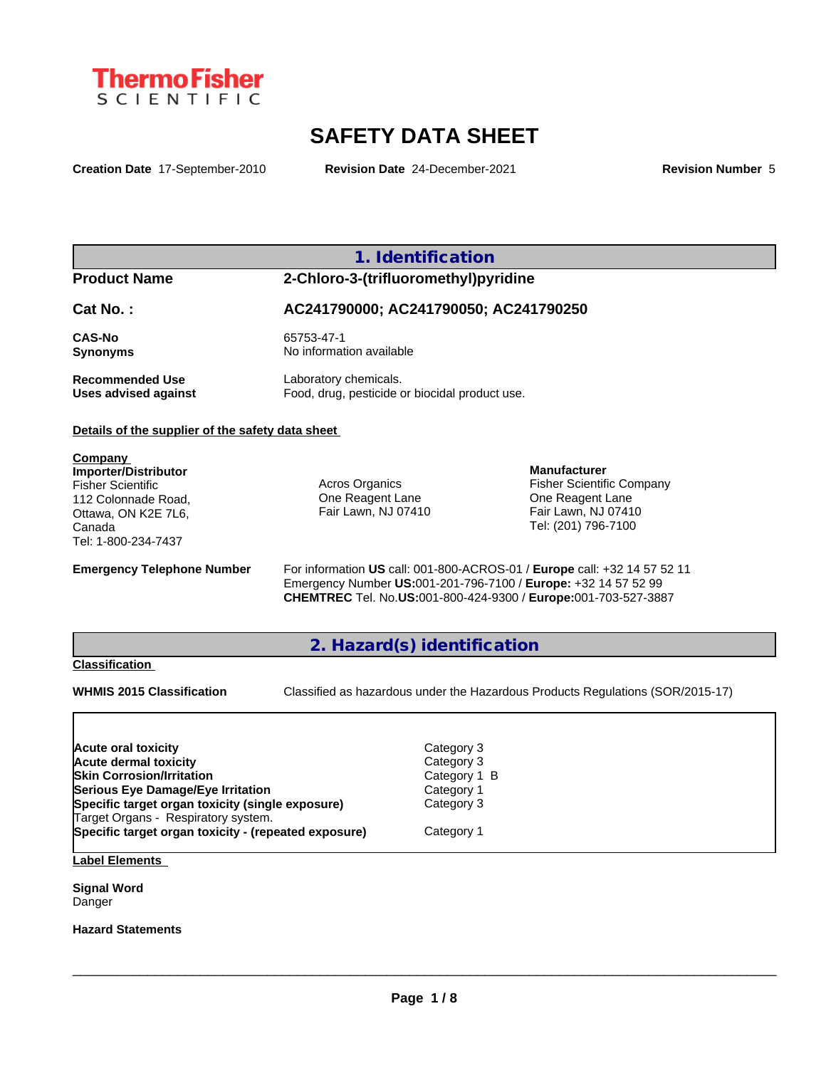ThermoFisher SCIENTIFIC

# SAFETY DATA SHEET

**Creation Date** 17-September-2010 **Revision Date** 24-December-2021 **Revision Number** 5

## 1. Identification

| | |
|---|---|
| **Product Name** | **2-Chloro-3-(trifluoromethyl)pyridine** |
| **Cat No. :** | **AC241790000; AC241790050; AC241790250** |
| **CAS-No** | 65753-47-1 |
| **Synonyms** | No information available |
| **Recommended Use** | Laboratory chemicals. |
| **Uses advised against** | Food, drug, pesticide or biocidal product use. |

**Details of the supplier of the safety data sheet**

**Company**

**Importer/Distributor**
Fisher Scientific
112 Colonnade Road,
Ottawa, ON K2E 7L6,
Canada
Tel: 1-800-234-7437

Acros Organics
One Reagent Lane
Fair Lawn, NJ 07410

**Manufacturer**
Fisher Scientific Company
One Reagent Lane
Fair Lawn, NJ 07410
Tel: (201) 796-7100

**Emergency Telephone Number**
For information **US** call: 001-800-ACROS-01 / **Europe** call: +32 14 57 52 11
Emergency Number **US:**001-201-796-7100 / **Europe:** +32 14 57 52 99
**CHEMTREC** Tel. No.**US:**001-800-424-9300 / **Europe:**001-703-527-3887

## 2. Hazard(s) identification

**Classification**

**WHMIS 2015 Classification** Classified as hazardous under the Hazardous Products Regulations (SOR/2015-17)

| | |
|---|---|
| **Acute oral toxicity** | Category 3 |
| **Acute dermal toxicity** | Category 3 |
| **Skin Corrosion/Irritation** | Category 1 B |
| **Serious Eye Damage/Eye Irritation** | Category 1 |
| **Specific target organ toxicity (single exposure)** | Category 3 |
| Target Organs - Respiratory system. | |
| **Specific target organ toxicity - (repeated exposure)** | Category 1 |

**Label Elements**

**Signal Word**
Danger

**Hazard Statements**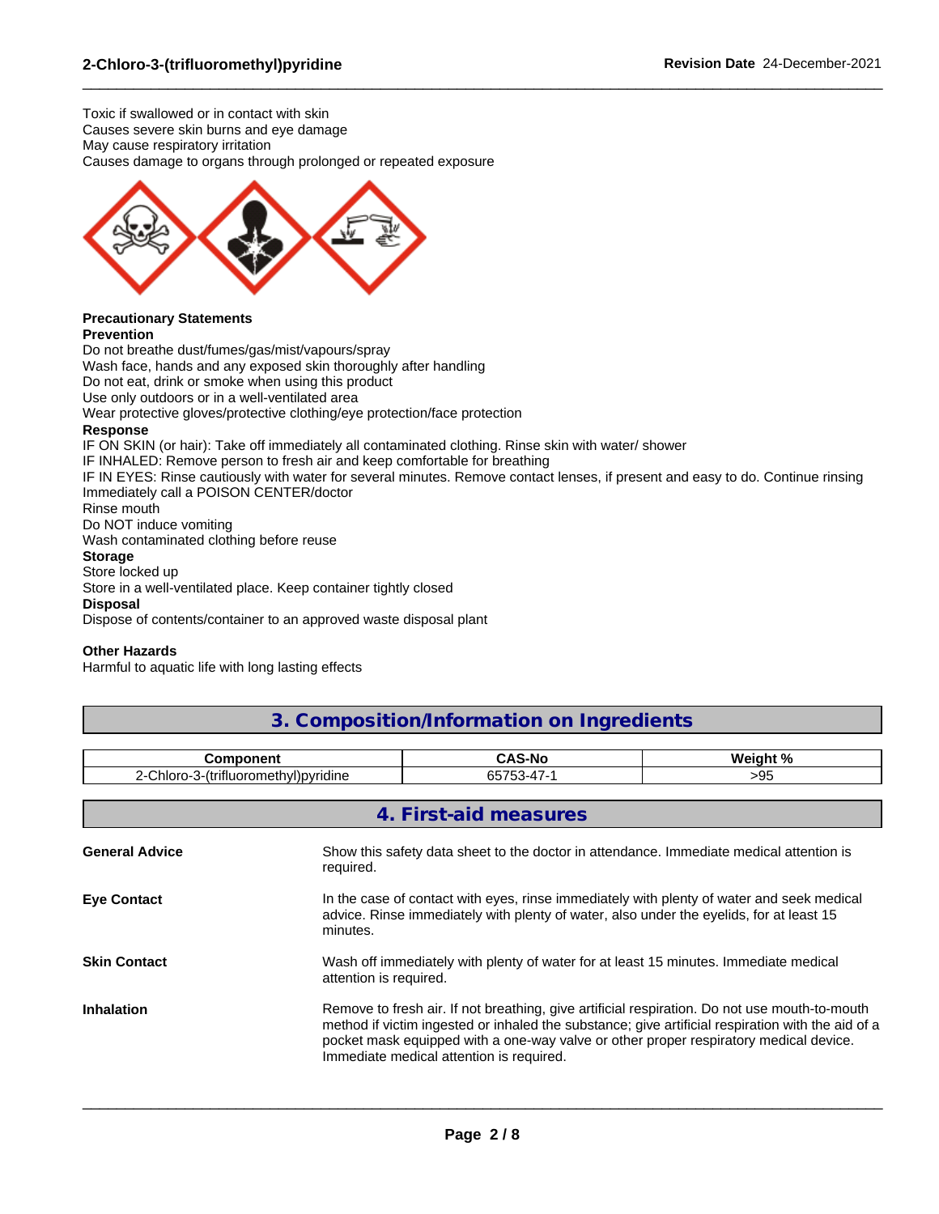Toxic if swallowed or in contact with skin
Causes severe skin burns and eye damage
May cause respiratory irritation
Causes damage to organs through prolonged or repeated exposure

**Precautionary Statements**
**Prevention**
Do not breathe dust/fumes/gas/mist/vapours/spray
Wash face, hands and any exposed skin thoroughly after handling
Do not eat, drink or smoke when using this product
Use only outdoors or in a well-ventilated area
Wear protective gloves/protective clothing/eye protection/face protection
**Response**
IF ON SKIN (or hair): Take off immediately all contaminated clothing. Rinse skin with water/ shower
IF INHALED: Remove person to fresh air and keep comfortable for breathing
IF IN EYES: Rinse cautiously with water for several minutes. Remove contact lenses, if present and easy to do. Continue rinsing
Immediately call a POISON CENTER/doctor
Rinse mouth
Do NOT induce vomiting
Wash contaminated clothing before reuse
**Storage**
Store locked up
Store in a well-ventilated place. Keep container tightly closed
**Disposal**
Dispose of contents/container to an approved waste disposal plant

**Other Hazards**
Harmful to aquatic life with long lasting effects

## 3. Composition/Information on Ingredients

| Component | CAS-No | Weight % |
|---|---|---|
| 2-Chloro-3-(trifluoromethyl)pyridine | 65753-47-1 | >95 |

## 4. First-aid measures

**General Advice**
Show this safety data sheet to the doctor in attendance. Immediate medical attention is required.

**Eye Contact**
In the case of contact with eyes, rinse immediately with plenty of water and seek medical advice. Rinse immediately with plenty of water, also under the eyelids, for at least 15 minutes.

**Skin Contact**
Wash off immediately with plenty of water for at least 15 minutes. Immediate medical attention is required.

**Inhalation**
Remove to fresh air. If not breathing, give artificial respiration. Do not use mouth-to-mouth method if victim ingested or inhaled the substance; give artificial respiration with the aid of a pocket mask equipped with a one-way valve or other proper respiratory medical device. Immediate medical attention is required.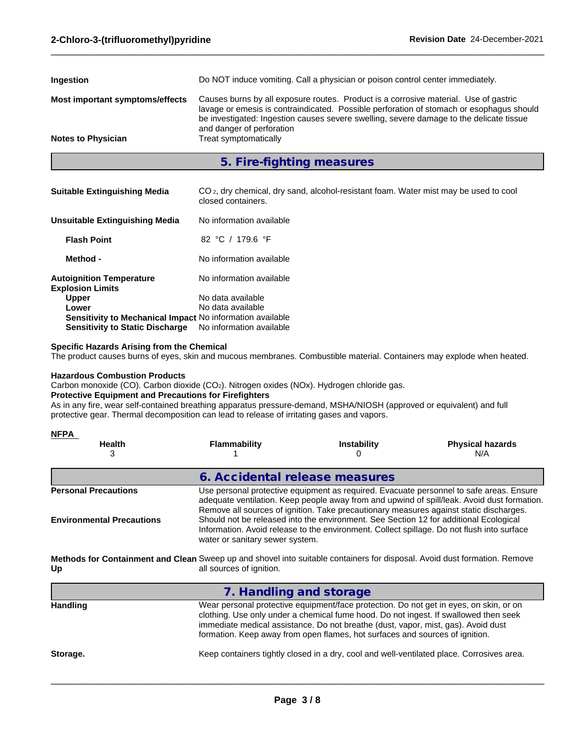**Ingestion** Do NOT induce vomiting. Call a physician or poison control center immediately.

**Most important symptoms/effects** Causes burns by all exposure routes. Product is a corrosive material. Use of gastric lavage or emesis is contraindicated. Possible perforation of stomach or esophagus should be investigated: Ingestion causes severe swelling, severe damage to the delicate tissue and danger of perforation

**Notes to Physician** Treat symptomatically

## 5. Fire-fighting measures

**Suitable Extinguishing Media** $CO_2$, dry chemical, dry sand, alcohol-resistant foam. Water mist may be used to cool closed containers.

**Unsuitable Extinguishing Media** No information available

**Flash Point** 82 °C / 179.6 °F

**Method -** No information available

**Autoignition Temperature** No information available

**Explosion Limits**

**Upper** No data available

**Lower** No data available

**Sensitivity to Mechanical Impact** No information available

**Sensitivity to Static Discharge** No information available

**Specific Hazards Arising from the Chemical**

The product causes burns of eyes, skin and mucous membranes. Combustible material. Containers may explode when heated.

**Hazardous Combustion Products**

Carbon monoxide (CO). Carbon dioxide ($CO_2$). Nitrogen oxides (NOx). Hydrogen chloride gas.

**Protective Equipment and Precautions for Firefighters**

As in any fire, wear self-contained breathing apparatus pressure-demand, MSHA/NIOSH (approved or equivalent) and full protective gear. Thermal decomposition can lead to release of irritating gases and vapors.

**NFPA**

| Health | Flammability | Instability | Physical hazards |
|---|---|---|---|
| 3 | 1 | 0 | N/A |

## 6. Accidental release measures

**Personal Precautions** Use personal protective equipment as required. Evacuate personnel to safe areas. Ensure adequate ventilation. Keep people away from and upwind of spill/leak. Avoid dust formation. Remove all sources of ignition. Take precautionary measures against static discharges.

**Environmental Precautions** Should not be released into the environment. See Section 12 for additional Ecological Information. Avoid release to the environment. Collect spillage. Do not flush into surface water or sanitary sewer system.

**Methods for Containment and Clean Up** Sweep up and shovel into suitable containers for disposal. Avoid dust formation. Remove all sources of ignition.

## 7. Handling and storage

**Handling** Wear personal protective equipment/face protection. Do not get in eyes, on skin, or on clothing. Use only under a chemical fume hood. Do not ingest. If swallowed then seek immediate medical assistance. Do not breathe (dust, vapor, mist, gas). Avoid dust formation. Keep away from open flames, hot surfaces and sources of ignition.

**Storage.** Keep containers tightly closed in a dry, cool and well-ventilated place. Corrosives area.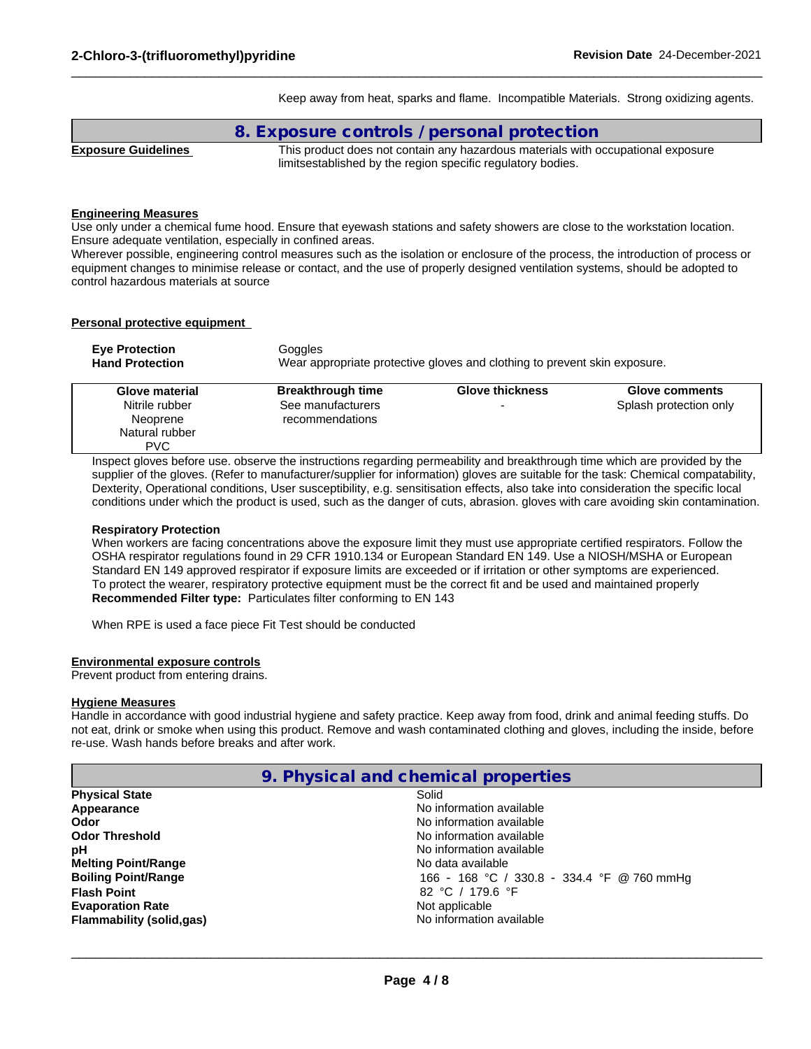Keep away from heat, sparks and flame. Incompatible Materials. Strong oxidizing agents.

## 8. Exposure controls / personal protection

**Exposure Guidelines**

This product does not contain any hazardous materials with occupational exposure limitsestablished by the region specific regulatory bodies.

**Engineering Measures**

Use only under a chemical fume hood. Ensure that eyewash stations and safety showers are close to the workstation location. Ensure adequate ventilation, especially in confined areas.
Wherever possible, engineering control measures such as the isolation or enclosure of the process, the introduction of process or equipment changes to minimise release or contact, and the use of properly designed ventilation systems, should be adopted to control hazardous materials at source

**Personal protective equipment**

**Eye Protection** Goggles
**Hand Protection** Wear appropriate protective gloves and clothing to prevent skin exposure.

| Glove material | Breakthrough time | Glove thickness | Glove comments |
|---|---|---|---|
| Nitrile rubber<br>Neoprene<br>Natural rubber<br>PVC | See manufacturers recommendations | - | Splash protection only |

Inspect gloves before use. observe the instructions regarding permeability and breakthrough time which are provided by the supplier of the gloves. (Refer to manufacturer/supplier for information) gloves are suitable for the task: Chemical compatability, Dexterity, Operational conditions, User susceptibility, e.g. sensitisation effects, also take into consideration the specific local conditions under which the product is used, such as the danger of cuts, abrasion. gloves with care avoiding skin contamination.

**Respiratory Protection**

When workers are facing concentrations above the exposure limit they must use appropriate certified respirators. Follow the OSHA respirator regulations found in 29 CFR 1910.134 or European Standard EN 149. Use a NIOSH/MSHA or European Standard EN 149 approved respirator if exposure limits are exceeded or if irritation or other symptoms are experienced.
To protect the wearer, respiratory protective equipment must be the correct fit and be used and maintained properly
**Recommended Filter type:** Particulates filter conforming to EN 143

When RPE is used a face piece Fit Test should be conducted

**Environmental exposure controls**

Prevent product from entering drains.

**Hygiene Measures**

Handle in accordance with good industrial hygiene and safety practice. Keep away from food, drink and animal feeding stuffs. Do not eat, drink or smoke when using this product. Remove and wash contaminated clothing and gloves, including the inside, before re-use. Wash hands before breaks and after work.

## 9. Physical and chemical properties

| | |
|---|---|
| **Physical State** | Solid |
| **Appearance** | No information available |
| **Odor** | No information available |
| **Odor Threshold** | No information available |
| **pH** | No information available |
| **Melting Point/Range** | No data available |
| **Boiling Point/Range** | 166 - 168 °C / 330.8 - 334.4 °F @ 760 mmHg |
| **Flash Point** | 82 °C / 179.6 °F |
| **Evaporation Rate** | Not applicable |
| **Flammability (solid,gas)** | No information available |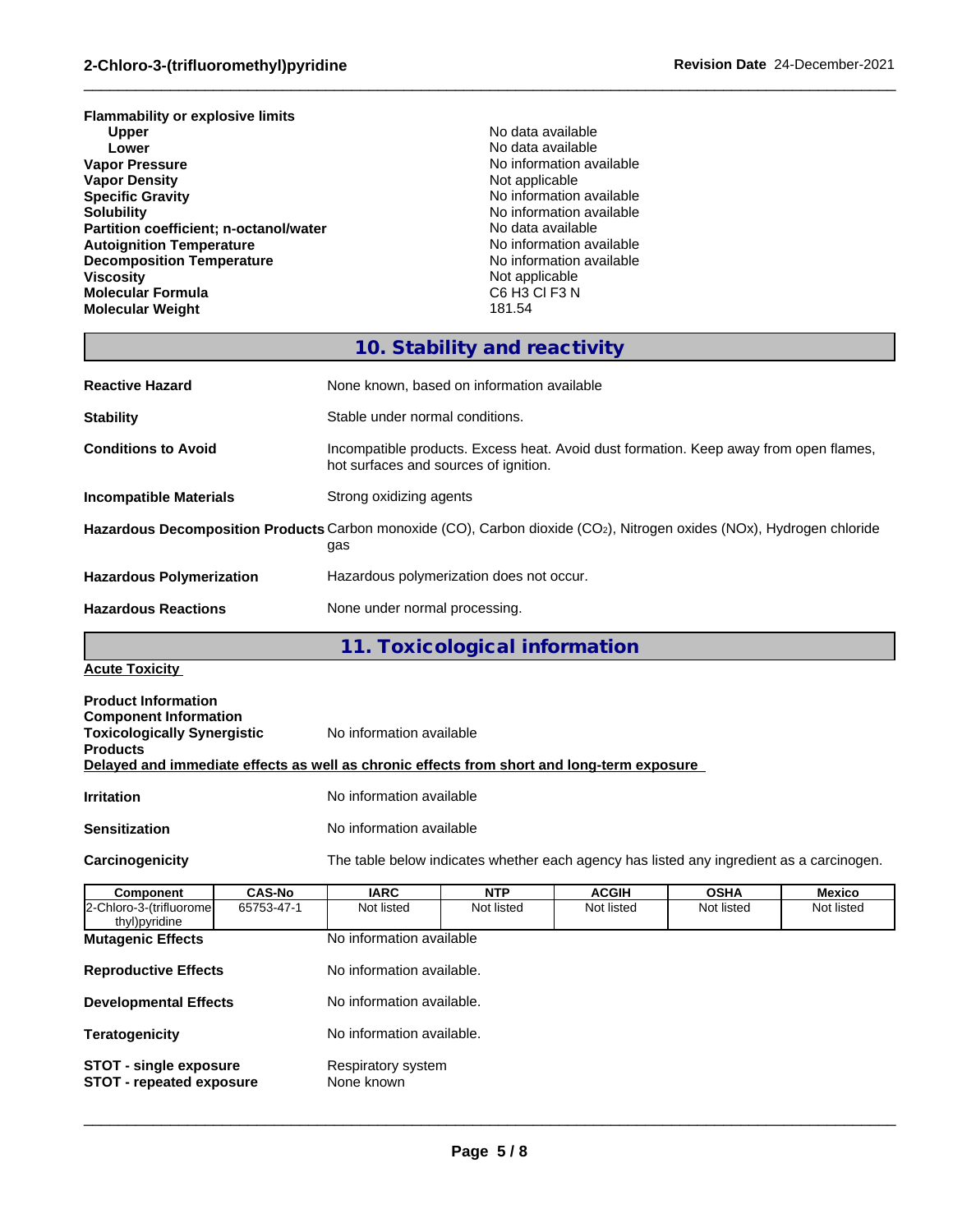| | |
|---|---|
| **Flammability or explosive limits** | |
| **Upper** | No data available |
| **Lower** | No data available |
| **Vapor Pressure** | No information available |
| **Vapor Density** | Not applicable |
| **Specific Gravity** | No information available |
| **Solubility** | No information available |
| **Partition coefficient; n-octanol/water** | No data available |
| **Autoignition Temperature** | No information available |
| **Decomposition Temperature** | No information available |
| **Viscosity** | Not applicable |
| **Molecular Formula** | C6 H3 Cl F3 N |
| **Molecular Weight** | 181.54 |

## 10. Stability and reactivity

| | |
|---|---|
| **Reactive Hazard** | None known, based on information available |
| **Stability** | Stable under normal conditions. |
| **Conditions to Avoid** | Incompatible products. Excess heat. Avoid dust formation. Keep away from open flames, hot surfaces and sources of ignition. |
| **Incompatible Materials** | Strong oxidizing agents |
| **Hazardous Decomposition Products** | Carbon monoxide (CO), Carbon dioxide ($CO_2$), Nitrogen oxides (NOx), Hydrogen chloride gas |
| **Hazardous Polymerization** | Hazardous polymerization does not occur. |
| **Hazardous Reactions** | None under normal processing. |

## 11. Toxicological information

**Acute Toxicity**

**Product Information**
**Component Information**
**Toxicologically Synergistic Products** No information available

**Delayed and immediate effects as well as chronic effects from short and long-term exposure**

| | |
|---|---|
| **Irritation** | No information available |
| **Sensitization** | No information available |
| **Carcinogenicity** | The table below indicates whether each agency has listed any ingredient as a carcinogen. |

| Component | CAS-No | IARC | NTP | ACGIH | OSHA | Mexico |
|---|---|---|---|---|---|---|
| 2-Chloro-3-(trifluoromethyl)pyridine | 65753-47-1 | Not listed | Not listed | Not listed | Not listed | Not listed |

| | |
|---|---|
| **Mutagenic Effects** | No information available |
| **Reproductive Effects** | No information available. |
| **Developmental Effects** | No information available. |
| **Teratogenicity** | No information available. |
| **STOT - single exposure** | Respiratory system |
| **STOT - repeated exposure** | None known |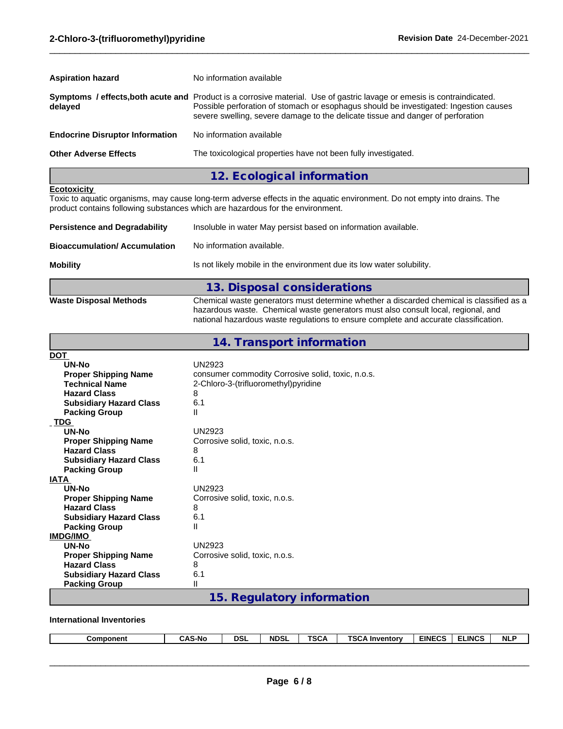**Aspiration hazard**: No information available

**Symptoms / effects,both acute and delayed**: Product is a corrosive material. Use of gastric lavage or emesis is contraindicated. Possible perforation of stomach or esophagus should be investigated: Ingestion causes severe swelling, severe damage to the delicate tissue and danger of perforation

**Endocrine Disruptor Information**: No information available

**Other Adverse Effects**: The toxicological properties have not been fully investigated.

## 12. Ecological information

**Ecotoxicity**

Toxic to aquatic organisms, may cause long-term adverse effects in the aquatic environment. Do not empty into drains. The product contains following substances which are hazardous for the environment.

**Persistence and Degradability**: Insoluble in water May persist based on information available.

**Bioaccumulation/ Accumulation**: No information available.

**Mobility**: Is not likely mobile in the environment due its low water solubility.

## 13. Disposal considerations

**Waste Disposal Methods**: Chemical waste generators must determine whether a discarded chemical is classified as a hazardous waste. Chemical waste generators must also consult local, regional, and national hazardous waste regulations to ensure complete and accurate classification.

## 14. Transport information

**DOT**

- **UN-No**: UN2923
- **Proper Shipping Name**: consumer commodity Corrosive solid, toxic, n.o.s.
- **Technical Name**: 2-Chloro-3-(trifluoromethyl)pyridine
- **Hazard Class**: 8
- **Subsidiary Hazard Class**: 6.1
- **Packing Group**: II

**TDG**

- **UN-No**: UN2923
- **Proper Shipping Name**: Corrosive solid, toxic, n.o.s.
- **Hazard Class**: 8
- **Subsidiary Hazard Class**: 6.1
- **Packing Group**: II

**IATA**

- **UN-No**: UN2923
- **Proper Shipping Name**: Corrosive solid, toxic, n.o.s.
- **Hazard Class**: 8
- **Subsidiary Hazard Class**: 6.1
- **Packing Group**: II

**IMDG/IMO**

- **UN-No**: UN2923
- **Proper Shipping Name**: Corrosive solid, toxic, n.o.s.
- **Hazard Class**: 8
- **Subsidiary Hazard Class**: 6.1
- **Packing Group**: II

## 15. Regulatory information

**International Inventories**

| Component | CAS-No | DSL | NDSL | TSCA | TSCA Inventory | EINECS | ELINCS | NLP |
|---|---|---|---|---|---|---|---|---|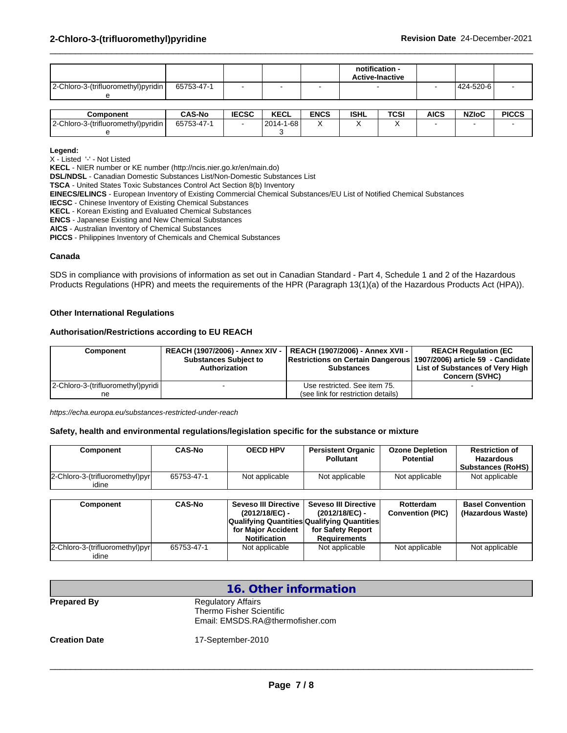| | | | | | notification - Active-Inactive | | | | |
|---|---|---|---|---|---|---|---|---|---|
| 2-Chloro-3-(trifluoromethyl)pyridine | 65753-47-1 | - | - | - | - | - | 424-520-6 | - | |

| Component | CAS-No | IECSC | KECL | ENCS | ISHL | TCSI | AICS | NZIoC | PICCS |
|---|---|---|---|---|---|---|---|---|---|
| 2-Chloro-3-(trifluoromethyl)pyridine | 65753-47-1 | - | 2014-1-683 | X | X | X | - | - | - |

**Legend:**
X - Listed '-' - Not Listed
**KECL** - NIER number or KE number (http://ncis.nier.go.kr/en/main.do)
**DSL/NDSL** - Canadian Domestic Substances List/Non-Domestic Substances List
**TSCA** - United States Toxic Substances Control Act Section 8(b) Inventory
**EINECS/ELINCS** - European Inventory of Existing Commercial Chemical Substances/EU List of Notified Chemical Substances
**IECSC** - Chinese Inventory of Existing Chemical Substances
**KECL** - Korean Existing and Evaluated Chemical Substances
**ENCS** - Japanese Existing and New Chemical Substances
**AICS** - Australian Inventory of Chemical Substances
**PICCS** - Philippines Inventory of Chemicals and Chemical Substances

### Canada

SDS in compliance with provisions of information as set out in Canadian Standard - Part 4, Schedule 1 and 2 of the Hazardous Products Regulations (HPR) and meets the requirements of the HPR (Paragraph 13(1)(a) of the Hazardous Products Act (HPA)).

### Other International Regulations

#### Authorisation/Restrictions according to EU REACH

| Component | REACH (1907/2006) - Annex XIV - Substances Subject to Authorization | REACH (1907/2006) - Annex XVII - Restrictions on Certain Dangerous Substances | REACH Regulation (EC 1907/2006) article 59 - Candidate List of Substances of Very High Concern (SVHC) |
|---|---|---|---|
| 2-Chloro-3-(trifluoromethyl)pyridine | - | Use restricted. See item 75. (see link for restriction details) | - |

*https://echa.europa.eu/substances-restricted-under-reach*

#### Safety, health and environmental regulations/legislation specific for the substance or mixture

| Component | CAS-No | OECD HPV | Persistent Organic Pollutant | Ozone Depletion Potential | Restriction of Hazardous Substances (RoHS) |
|---|---|---|---|---|---|
| 2-Chloro-3-(trifluoromethyl)pyridine | 65753-47-1 | Not applicable | Not applicable | Not applicable | Not applicable |

| Component | CAS-No | Seveso III Directive (2012/18/EC) - Qualifying Quantities for Major Accident Notification | Seveso III Directive (2012/18/EC) - Qualifying Quantities for Safety Report Requirements | Rotterdam Convention (PIC) | Basel Convention (Hazardous Waste) |
|---|---|---|---|---|---|
| 2-Chloro-3-(trifluoromethyl)pyridine | 65753-47-1 | Not applicable | Not applicable | Not applicable | Not applicable |

## 16. Other information

**Prepared By**
Regulatory Affairs
Thermo Fisher Scientific
Email: EMSDS.RA@thermofisher.com

**Creation Date** 17-September-2010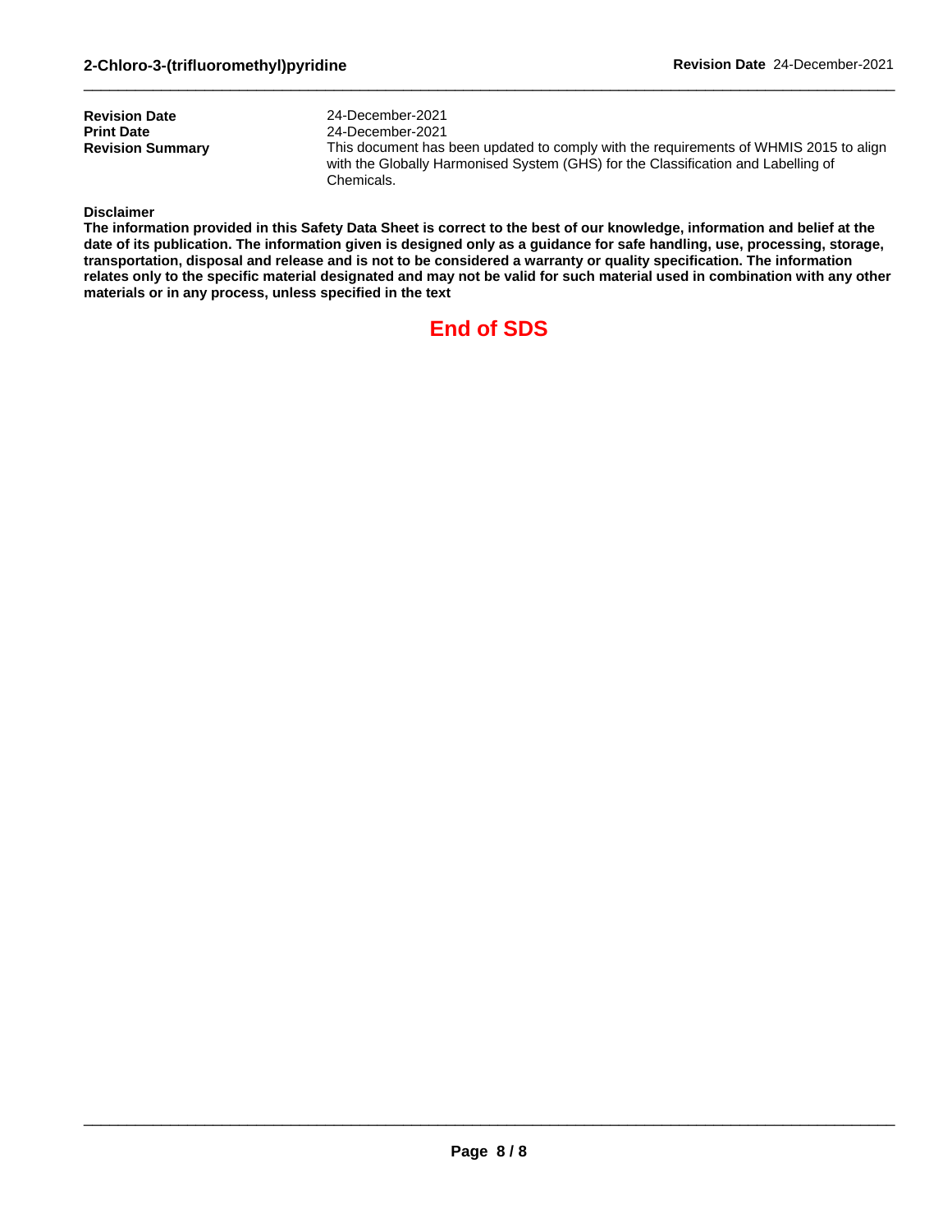| | |
| --- | --- |
| **Revision Date** | 24-December-2021 |
| **Print Date** | 24-December-2021 |
| **Revision Summary** | This document has been updated to comply with the requirements of WHMIS 2015 to align with the Globally Harmonised System (GHS) for the Classification and Labelling of Chemicals. |

**Disclaimer**

**The information provided in this Safety Data Sheet is correct to the best of our knowledge, information and belief at the date of its publication. The information given is designed only as a guidance for safe handling, use, processing, storage, transportation, disposal and release and is not to be considered a warranty or quality specification. The information relates only to the specific material designated and may not be valid for such material used in combination with any other materials or in any process, unless specified in the text**

**End of SDS**